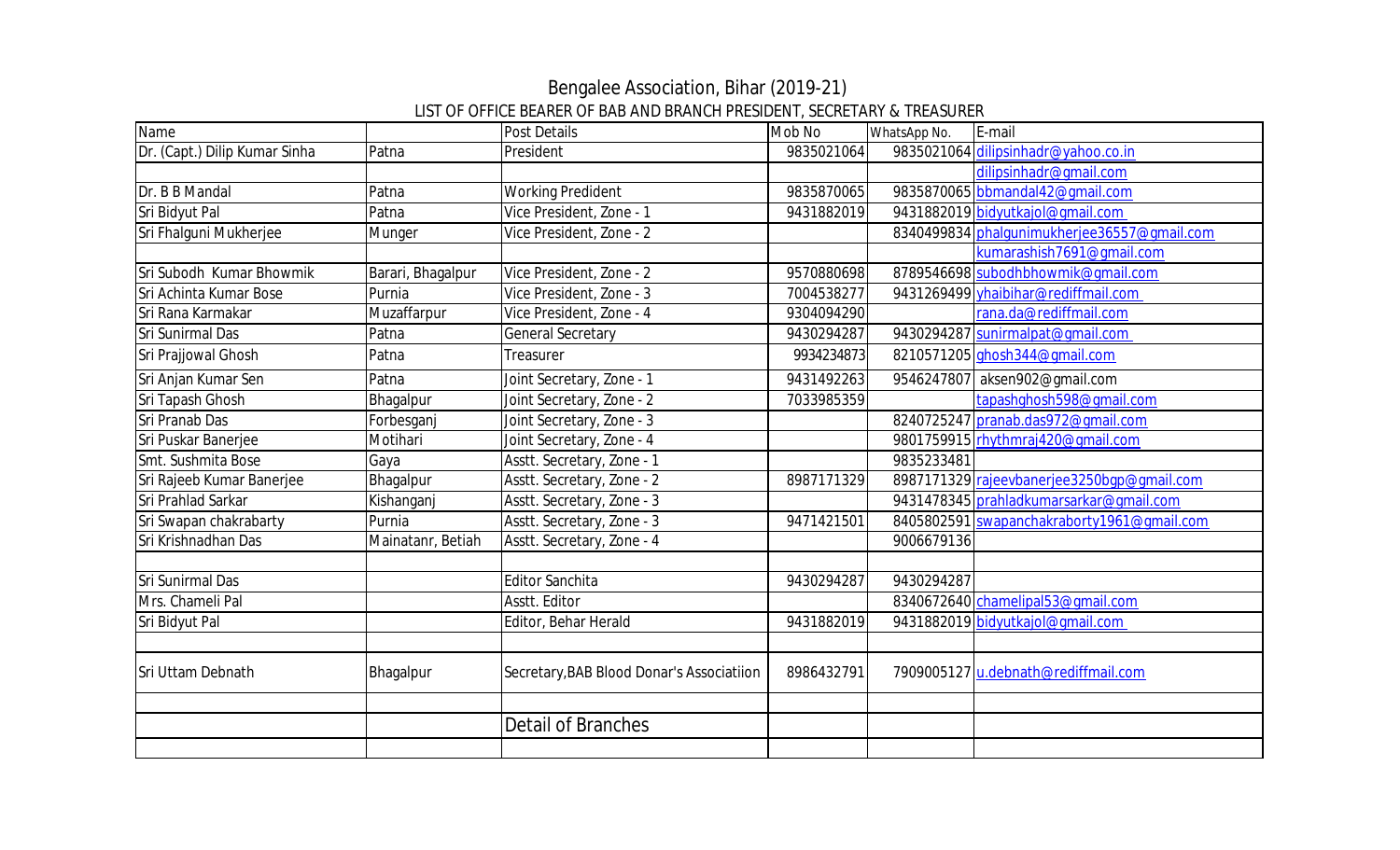# Bengalee Association, Bihar (2019-21)

## LIST OF OFFICE BEARER OF BAB AND BRANCH PRESIDENT, SECRETARY & TREASURER

| Name | | Post Details | Mob No | WhatsApp No. | E-mail |
|---|---|---|---|---|---|
| Dr. (Capt.) Dilip Kumar Sinha | Patna | President | 9835021064 | 9835021064 | dilipsinhadr@yahoo.co.in |
| | | | | | dilipsinhadr@gmail.com |
| Dr. B B Mandal | Patna | Working Predident | 9835870065 | 9835870065 | bbmandal42@gmail.com |
| Sri Bidyut Pal | Patna | Vice President, Zone - 1 | 9431882019 | 9431882019 | bidyutkajol@gmail.com |
| Sri Fhalguni Mukherjee | Munger | Vice President, Zone - 2 | | 8340499834 | phalgunimukherjee36557@gmail.com |
| | | | | | kumarashish7691@gmail.com |
| Sri Subodh Kumar Bhowmik | Barari, Bhagalpur | Vice President, Zone - 2 | 9570880698 | 8789546698 | subodhbhowmik@gmail.com |
| Sri Achinta Kumar Bose | Purnia | Vice President, Zone - 3 | 7004538277 | 9431269499 | yhaibihar@rediffmail.com |
| Sri Rana Karmakar | Muzaffarpur | Vice President, Zone - 4 | 9304094290 | | rana.da@rediffmail.com |
| Sri Sunirmal Das | Patna | General Secretary | 9430294287 | 9430294287 | sunirmalpat@gmail.com |
| Sri Prajjowal Ghosh | Patna | Treasurer | 9934234873 | 8210571205 | ghosh344@gmail.com |
| Sri Anjan Kumar Sen | Patna | Joint Secretary, Zone - 1 | 9431492263 | 9546247807 | aksen902@gmail.com |
| Sri Tapash Ghosh | Bhagalpur | Joint Secretary, Zone - 2 | 7033985359 | | tapashghosh598@gmail.com |
| Sri Pranab Das | Forbesganj | Joint Secretary, Zone - 3 | | 8240725247 | pranab.das972@gmail.com |
| Sri Puskar Banerjee | Motihari | Joint Secretary, Zone - 4 | | 9801759915 | rhythmraj420@gmail.com |
| Smt. Sushmita Bose | Gaya | Asstt. Secretary, Zone - 1 | | 9835233481 | |
| Sri Rajeeb Kumar Banerjee | Bhagalpur | Asstt. Secretary, Zone - 2 | 8987171329 | 8987171329 | rajeevbanerjee3250bgp@gmail.com |
| Sri Prahlad Sarkar | Kishanganj | Asstt. Secretary, Zone - 3 | | 9431478345 | prahladkumarsarkar@gmail.com |
| Sri Swapan chakrabarty | Purnia | Asstt. Secretary, Zone - 3 | 9471421501 | 8405802591 | swapanchakraborty1961@gmail.com |
| Sri Krishnadhan Das | Mainatanr, Betiah | Asstt. Secretary, Zone - 4 | | 9006679136 | |
| | | | | | |
| Sri Sunirmal Das | | Editor Sanchita | 9430294287 | 9430294287 | |
| Mrs. Chameli Pal | | Asstt. Editor | | 8340672640 | chamelipal53@gmail.com |
| Sri Bidyut Pal | | Editor, Behar Herald | 9431882019 | 9431882019 | bidyutkajol@gmail.com |
| | | | | | |
| Sri Uttam Debnath | Bhagalpur | Secretary,BAB Blood Donar's Associatiion | 8986432791 | 7909005127 | u.debnath@rediffmail.com |
| | | | | | |
| | | Detail of Branches | | | |
| | | | | | |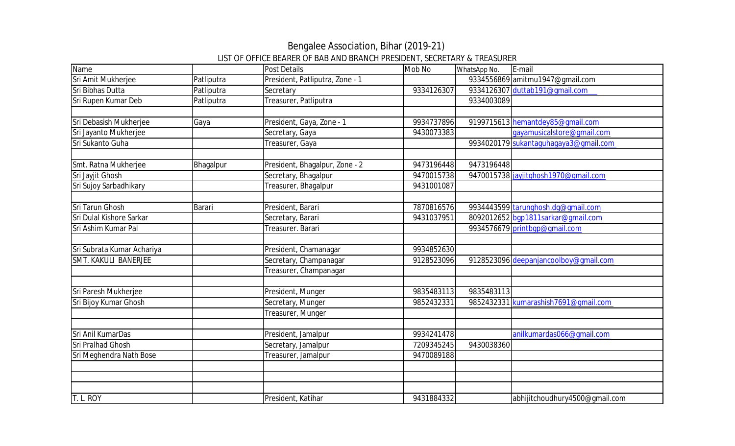# Bengalee Association, Bihar (2019-21)

## LIST OF OFFICE BEARER OF BAB AND BRANCH PRESIDENT, SECRETARY & TREASURER

| Name | | Post Details | Mob No | WhatsApp No. | E-mail |
|---|---|---|---|---|---|
| Sri Amit Mukherjee | Patliputra | President, Patliputra, Zone - 1 | | 9334556869 | amitmu1947@gmail.com |
| Sri Bibhas Dutta | Patliputra | Secretary | 9334126307 | 9334126307 | duttab191@gmail.com |
| Sri Rupen Kumar Deb | Patliputra | Treasurer, Patliputra | | 9334003089 | |
| | | | | | |
| Sri Debasish Mukherjee | Gaya | President, Gaya, Zone - 1 | 9934737896 | 9199715613 | hemantdey85@gmail.com |
| Sri Jayanto Mukherjee | | Secretary, Gaya | 9430073383 | | gayamusicalstore@gmail.com |
| Sri Sukanto Guha | | Treasurer, Gaya | | 9934020179 | sukantaguhagaya3@gmail.com |
| | | | | | |
| Smt. Ratna Mukherjee | Bhagalpur | President, Bhagalpur, Zone - 2 | 9473196448 | 9473196448 | |
| Sri Jayjit Ghosh | | Secretary, Bhagalpur | 9470015738 | 9470015738 | jayjitghosh1970@gmail.com |
| Sri Sujoy Sarbadhikary | | Treasurer, Bhagalpur | 9431001087 | | |
| | | | | | |
| Sri Tarun Ghosh | Barari | President, Barari | 7870816576 | 9934443599 | tarunghosh.dg@gmail.com |
| Sri Dulal Kishore Sarkar | | Secretary, Barari | 9431037951 | 8092012652 | bgp1811sarkar@gmail.com |
| Sri Ashim Kumar Pal | | Treasurer. Barari | | 9934576679 | printbgp@gmail.com |
| | | | | | |
| Sri Subrata Kumar Achariya | | President, Chamanagar | 9934852630 | | |
| SMT. KAKULI BANERJEE | | Secretary, Champanagar | 9128523096 | 9128523096 | deepanjancoolboy@gmail.com |
| | | Treasurer, Champanagar | | | |
| | | | | | |
| Sri Paresh Mukherjee | | President, Munger | 9835483113 | 9835483113 | |
| Sri Bijoy Kumar Ghosh | | Secretary, Munger | 9852432331 | 9852432331 | kumarashish7691@gmail.com |
| | | Treasurer, Munger | | | |
| | | | | | |
| Sri Anil KumarDas | | President, Jamalpur | 9934241478 | | anilkumardas066@gmail.com |
| Sri Pralhad Ghosh | | Secretary, Jamalpur | 7209345245 | 9430038360 | |
| Sri Meghendra Nath Bose | | Treasurer, Jamalpur | 9470089188 | | |
| | | | | | |
| | | | | | |
| | | | | | |
| T. L. ROY | | President, Katihar | 9431884332 | | abhijitchoudhury4500@gmail.com |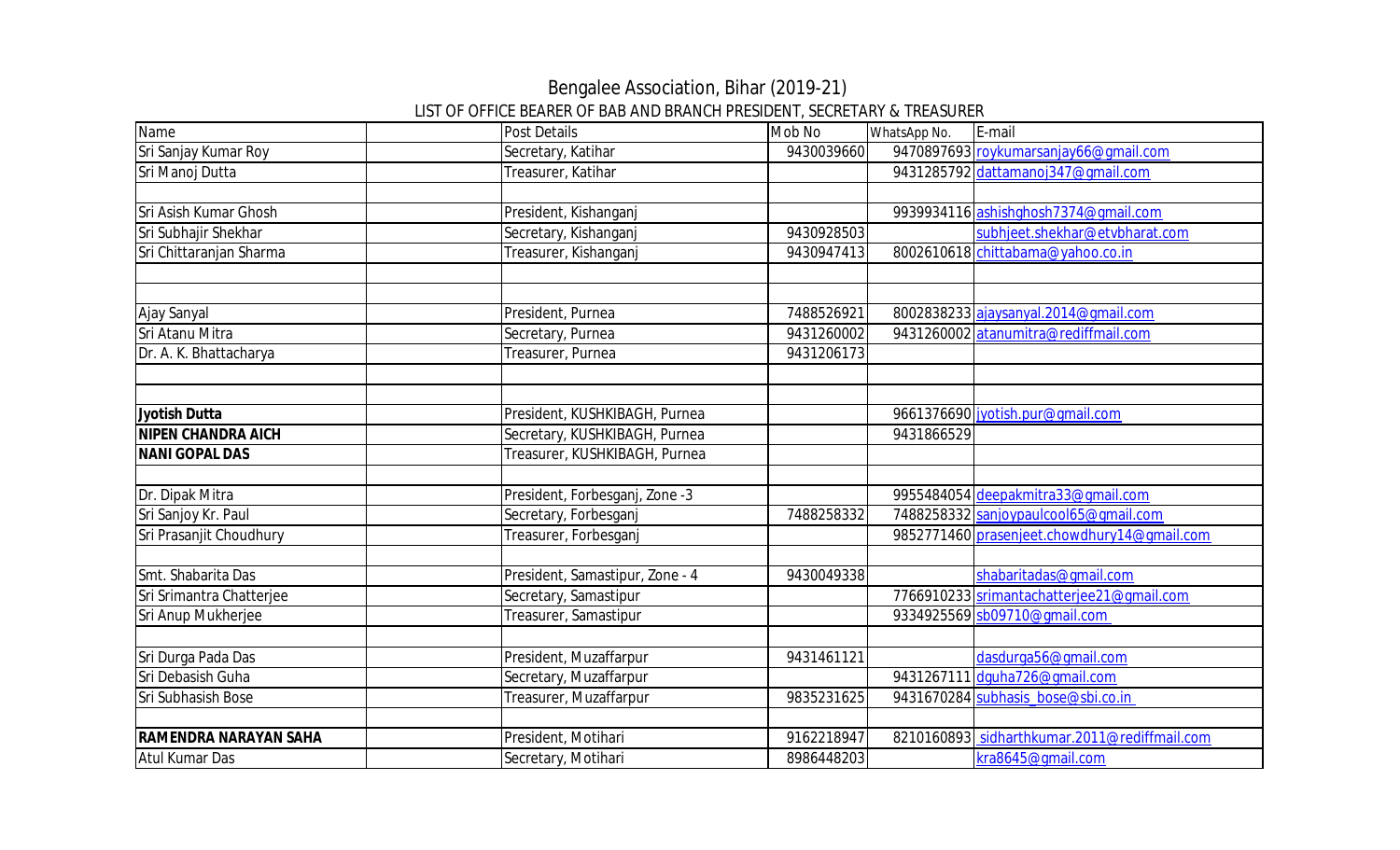Bengalee Association, Bihar (2019-21)

LIST OF OFFICE BEARER OF BAB AND BRANCH PRESIDENT, SECRETARY & TREASURER

| Name | | Post Details | Mob No | WhatsApp No. | E-mail |
|---|---|---|---|---|---|
| Sri Sanjay Kumar Roy | | Secretary, Katihar | 9430039660 | 9470897693 | roykumarsanjay66@gmail.com |
| Sri Manoj Dutta | | Treasurer, Katihar | | 9431285792 | dattamanoj347@gmail.com |
| | | | | | |
| Sri Asish Kumar Ghosh | | President, Kishanganj | | 9939934116 | ashishghosh7374@gmail.com |
| Sri Subhajir Shekhar | | Secretary, Kishanganj | 9430928503 | | subhjeet.shekhar@etvbharat.com |
| Sri Chittaranjan Sharma | | Treasurer, Kishanganj | 9430947413 | 8002610618 | chittabama@yahoo.co.in |
| | | | | | |
| | | | | | |
| Ajay Sanyal | | President, Purnea | 7488526921 | 8002838233 | ajaysanyal.2014@gmail.com |
| Sri Atanu Mitra | | Secretary, Purnea | 9431260002 | 9431260002 | atanumitra@rediffmail.com |
| Dr. A. K. Bhattacharya | | Treasurer, Purnea | 9431206173 | | |
| | | | | | |
| | | | | | |
| **Jyotish Dutta** | | President, KUSHKIBAGH, Purnea | | 9661376690 | jyotish.pur@gmail.com |
| **NIPEN CHANDRA AICH** | | Secretary, KUSHKIBAGH, Purnea | | 9431866529 | |
| **NANI GOPAL DAS** | | Treasurer, KUSHKIBAGH, Purnea | | | |
| | | | | | |
| Dr. Dipak Mitra | | President, Forbesganj, Zone -3 | | 9955484054 | deepakmitra33@gmail.com |
| Sri Sanjoy Kr. Paul | | Secretary, Forbesganj | 7488258332 | 7488258332 | sanjoypaulcool65@gmail.com |
| Sri Prasanjit Choudhury | | Treasurer, Forbesganj | | 9852771460 | prasenjeet.chowdhury14@gmail.com |
| | | | | | |
| Smt. Shabarita Das | | President, Samastipur, Zone - 4 | 9430049338 | | shabaritadas@gmail.com |
| Sri Srimantra Chatterjee | | Secretary, Samastipur | | 7766910233 | srimantachatterjee21@gmail.com |
| Sri Anup Mukherjee | | Treasurer, Samastipur | | 9334925569 | sb09710@gmail.com |
| | | | | | |
| Sri Durga Pada Das | | President, Muzaffarpur | 9431461121 | | dasdurga56@gmail.com |
| Sri Debasish Guha | | Secretary, Muzaffarpur | | 9431267111 | dguha726@gmail.com |
| Sri Subhasish Bose | | Treasurer, Muzaffarpur | 9835231625 | 9431670284 | subhasis_bose@sbi.co.in |
| | | | | | |
| **RAMENDRA NARAYAN SAHA** | | President, Motihari | 9162218947 | 8210160893 | sidharthkumar.2011@rediffmail.com |
| Atul Kumar Das | | Secretary, Motihari | 8986448203 | | kra8645@gmail.com |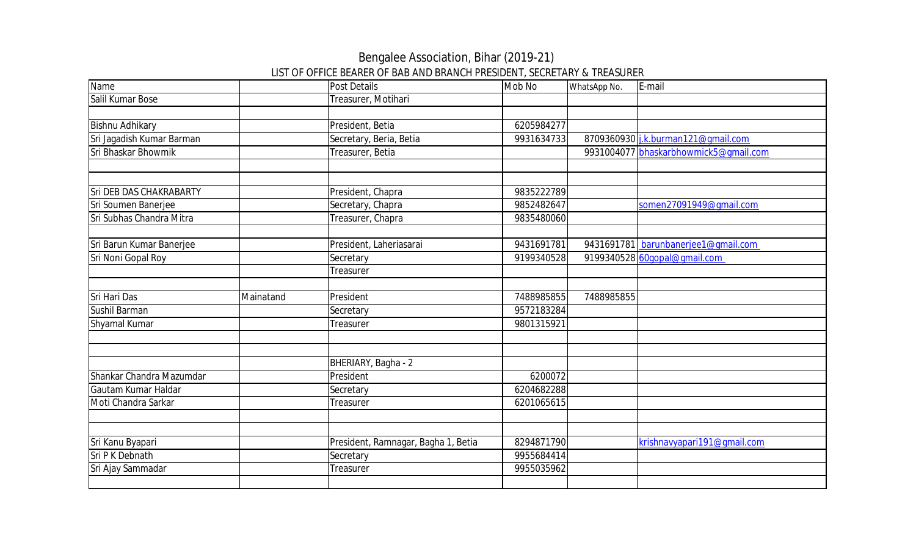# Bengalee Association, Bihar (2019-21)

## LIST OF OFFICE BEARER OF BAB AND BRANCH PRESIDENT, SECRETARY & TREASURER

| Name | | Post Details | Mob No | WhatsApp No. | E-mail |
|---|---|---|---|---|---|
| Salil Kumar Bose | | Treasurer, Motihari | | | |
| | | | | | |
| Bishnu Adhikary | | President, Betia | 6205984277 | | |
| Sri Jagadish Kumar Barman | | Secretary, Beria, Betia | 9931634733 | 8709360930 | j.k.burman121@gmail.com |
| Sri Bhaskar Bhowmik | | Treasurer, Betia | | 9931004077 | bhaskarbhowmick5@gmail.com |
| | | | | | |
| | | | | | |
| Sri DEB DAS CHAKRABARTY | | President, Chapra | 9835222789 | | |
| Sri Soumen Banerjee | | Secretary, Chapra | 9852482647 | | somen27091949@gmail.com |
| Sri Subhas Chandra Mitra | | Treasurer, Chapra | 9835480060 | | |
| | | | | | |
| Sri Barun Kumar Banerjee | | President, Laheriasarai | 9431691781 | 9431691781 | barunbanerjee1@gmail.com |
| Sri Noni Gopal Roy | | Secretary | 9199340528 | 9199340528 | 60gopal@gmail.com |
| | | Treasurer | | | |
| | | | | | |
| Sri Hari Das | Mainatand | President | 7488985855 | 7488985855 | |
| Sushil Barman | | Secretary | 9572183284 | | |
| Shyamal Kumar | | Treasurer | 9801315921 | | |
| | | | | | |
| | | | | | |
| | | BHERIARY, Bagha - 2 | | | |
| Shankar Chandra Mazumdar | | President | 6200072 | | |
| Gautam Kumar Haldar | | Secretary | 6204682288 | | |
| Moti Chandra Sarkar | | Treasurer | 6201065615 | | |
| | | | | | |
| | | | | | |
| Sri Kanu Byapari | | President, Ramnagar, Bagha 1, Betia | 8294871790 | | krishnavyapari191@gmail.com |
| Sri P K Debnath | | Secretary | 9955684414 | | |
| Sri Ajay Sammadar | | Treasurer | 9955035962 | | |
| | | | | | |